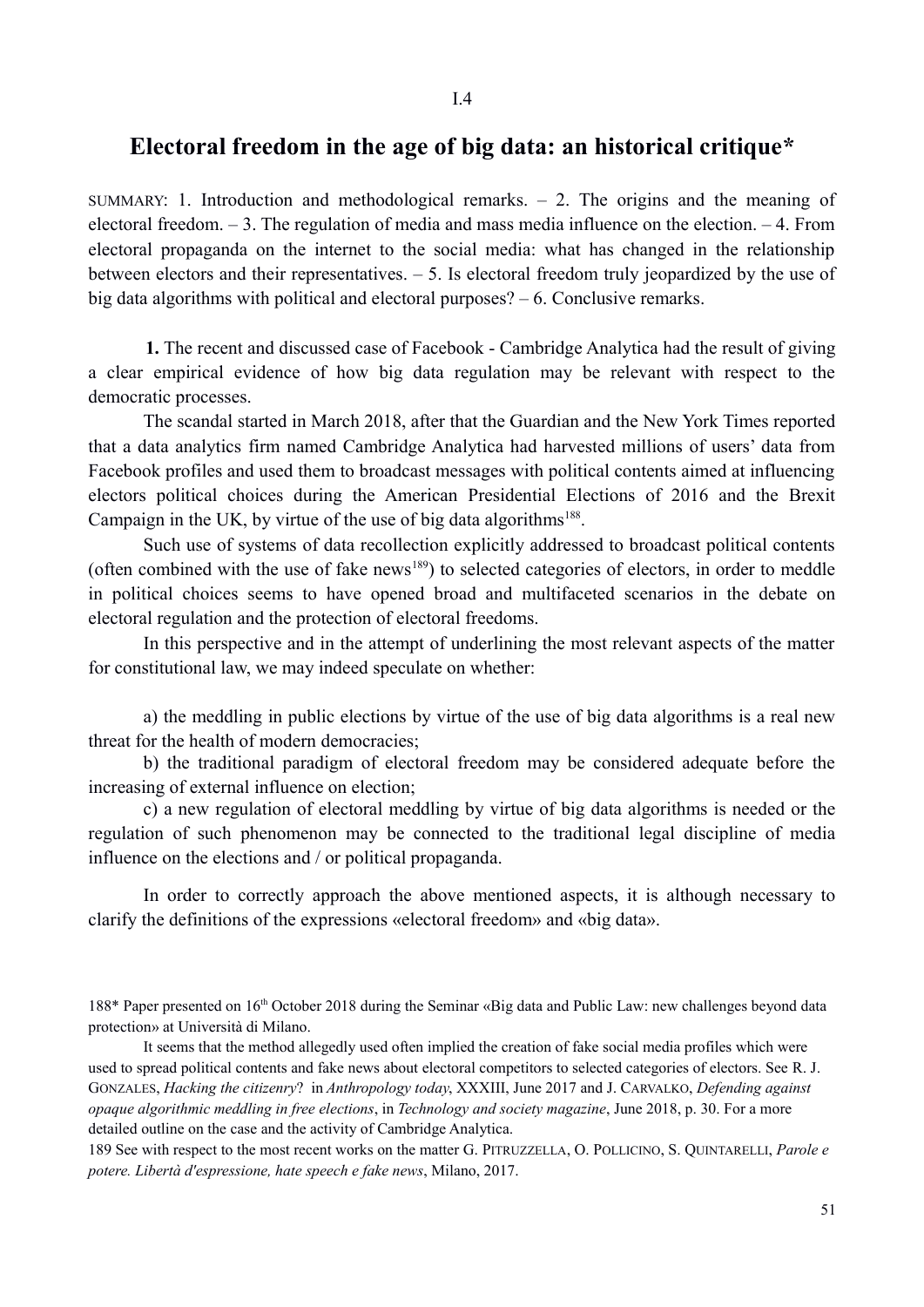I.4

# Electoral freedom in the age of big data: an historical critique*

SUMMARY: 1. Introduction and methodological remarks. – 2. The origins and the meaning of electoral freedom. – 3. The regulation of media and mass media influence on the election. – 4. From electoral propaganda on the internet to the social media: what has changed in the relationship between electors and their representatives. – 5. Is electoral freedom truly jeopardized by the use of big data algorithms with political and electoral purposes? – 6. Conclusive remarks.

**1.** The recent and discussed case of Facebook - Cambridge Analytica had the result of giving a clear empirical evidence of how big data regulation may be relevant with respect to the democratic processes.

The scandal started in March 2018, after that the Guardian and the New York Times reported that a data analytics firm named Cambridge Analytica had harvested millions of users' data from Facebook profiles and used them to broadcast messages with political contents aimed at influencing electors political choices during the American Presidential Elections of 2016 and the Brexit Campaign in the UK, by virtue of the use of big data algorithms[188].

Such use of systems of data recollection explicitly addressed to broadcast political contents (often combined with the use of fake news[189]) to selected categories of electors, in order to meddle in political choices seems to have opened broad and multifaceted scenarios in the debate on electoral regulation and the protection of electoral freedoms.

In this perspective and in the attempt of underlining the most relevant aspects of the matter for constitutional law, we may indeed speculate on whether:

a) the meddling in public elections by virtue of the use of big data algorithms is a real new threat for the health of modern democracies;

b) the traditional paradigm of electoral freedom may be considered adequate before the increasing of external influence on election;

c) a new regulation of electoral meddling by virtue of big data algorithms is needed or the regulation of such phenomenon may be connected to the traditional legal discipline of media influence on the elections and / or political propaganda.

In order to correctly approach the above mentioned aspects, it is although necessary to clarify the definitions of the expressions «electoral freedom» and «big data».

188* Paper presented on 16th October 2018 during the Seminar «Big data and Public Law: new challenges beyond data protection» at Università di Milano.

It seems that the method allegedly used often implied the creation of fake social media profiles which were used to spread political contents and fake news about electoral competitors to selected categories of electors. See R. J. GONZALES, *Hacking the citizenry*? in *Anthropology today*, XXXIII, June 2017 and J. CARVALKO, *Defending against opaque algorithmic meddling in free elections*, in *Technology and society magazine*, June 2018, p. 30. For a more detailed outline on the case and the activity of Cambridge Analytica.

189 See with respect to the most recent works on the matter G. PITRUZZELLA, O. POLLICINO, S. QUINTARELLI, *Parole e potere. Libertà d'espressione, hate speech e fake news*, Milano, 2017.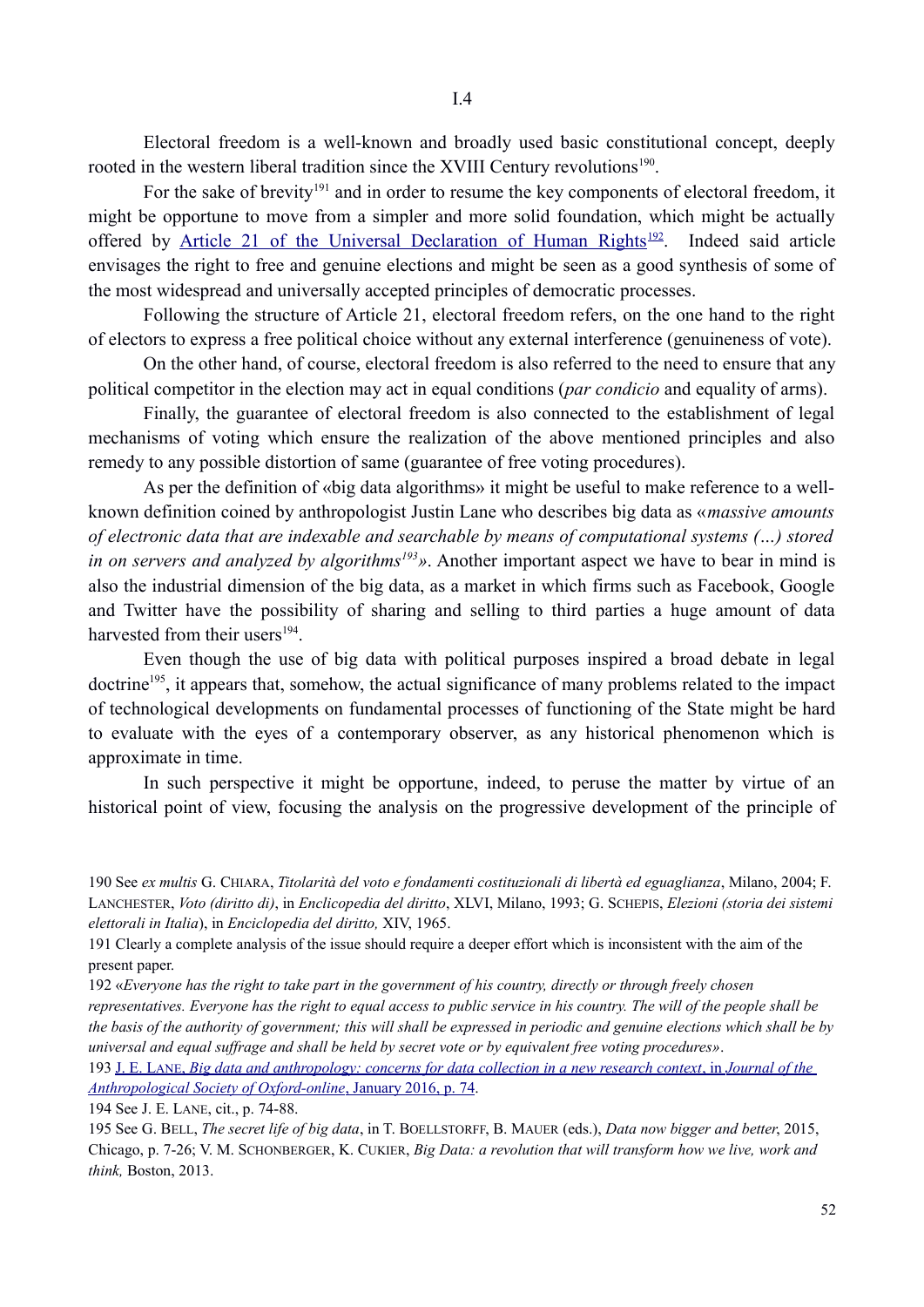# I.4

Electoral freedom is a well-known and broadly used basic constitutional concept, deeply rooted in the western liberal tradition since the XVIII Century revolutions[190].

For the sake of brevity[191] and in order to resume the key components of electoral freedom, it might be opportune to move from a simpler and more solid foundation, which might be actually offered by Article 21 of the Universal Declaration of Human Rights[192]. Indeed said article envisages the right to free and genuine elections and might be seen as a good synthesis of some of the most widespread and universally accepted principles of democratic processes.

Following the structure of Article 21, electoral freedom refers, on the one hand to the right of electors to express a free political choice without any external interference (genuineness of vote).

On the other hand, of course, electoral freedom is also referred to the need to ensure that any political competitor in the election may act in equal conditions (*par condicio* and equality of arms).

Finally, the guarantee of electoral freedom is also connected to the establishment of legal mechanisms of voting which ensure the realization of the above mentioned principles and also remedy to any possible distortion of same (guarantee of free voting procedures).

As per the definition of «big data algorithms» it might be useful to make reference to a well-known definition coined by anthropologist Justin Lane who describes big data as «*massive amounts of electronic data that are indexable and searchable by means of computational systems (…) stored in on servers and analyzed by algorithms*[193]». Another important aspect we have to bear in mind is also the industrial dimension of the big data, as a market in which firms such as Facebook, Google and Twitter have the possibility of sharing and selling to third parties a huge amount of data harvested from their users[194].

Even though the use of big data with political purposes inspired a broad debate in legal doctrine[195], it appears that, somehow, the actual significance of many problems related to the impact of technological developments on fundamental processes of functioning of the State might be hard to evaluate with the eyes of a contemporary observer, as any historical phenomenon which is approximate in time.

In such perspective it might be opportune, indeed, to peruse the matter by virtue of an historical point of view, focusing the analysis on the progressive development of the principle of

---

190 See *ex multis* G. CHIARA, *Titolarità del voto e fondamenti costituzionali di libertà ed eguaglianza*, Milano, 2004; F. LANCHESTER, *Voto (diritto di)*, in *Enclicopedia del diritto*, XLVI, Milano, 1993; G. SCHEPIS, *Elezioni (storia dei sistemi elettorali in Italia)*, in *Enciclopedia del diritto,* XIV, 1965.

191 Clearly a complete analysis of the issue should require a deeper effort which is inconsistent with the aim of the present paper.

192 «*Everyone has the right to take part in the government of his country, directly or through freely chosen representatives. Everyone has the right to equal access to public service in his country. The will of the people shall be the basis of the authority of government; this will shall be expressed in periodic and genuine elections which shall be by universal and equal suffrage and shall be held by secret vote or by equivalent free voting procedures*».

193 J. E. LANE, *Big data and anthropology: concerns for data collection in a new research context*, in *Journal of the Anthropological Society of Oxford-online*, January 2016, p. 74.

194 See J. E. LANE, cit., p. 74-88.

195 See G. BELL, *The secret life of big data*, in T. BOELLSTORFF, B. MAUER (eds.), *Data now bigger and better*, 2015, Chicago, p. 7-26; V. M. SCHONBERGER, K. CUKIER, *Big Data: a revolution that will transform how we live, work and think,* Boston, 2013.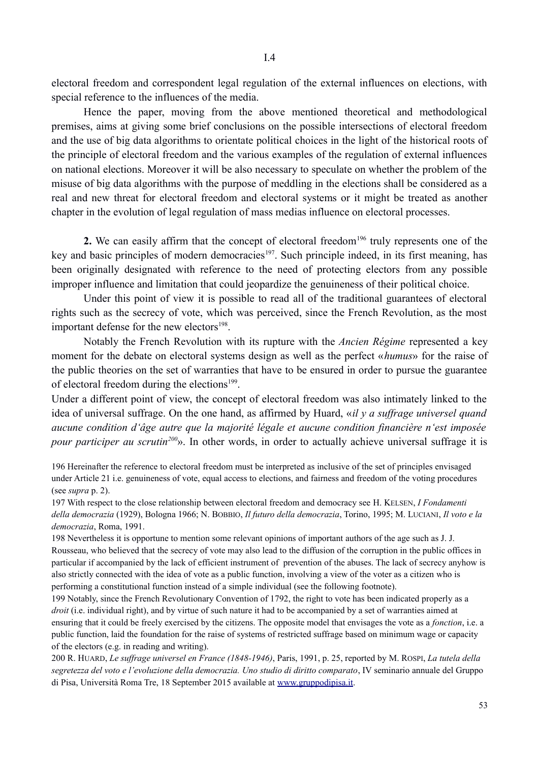electoral freedom and correspondent legal regulation of the external influences on elections, with special reference to the influences of the media.

Hence the paper, moving from the above mentioned theoretical and methodological premises, aims at giving some brief conclusions on the possible intersections of electoral freedom and the use of big data algorithms to orientate political choices in the light of the historical roots of the principle of electoral freedom and the various examples of the regulation of external influences on national elections. Moreover it will be also necessary to speculate on whether the problem of the misuse of big data algorithms with the purpose of meddling in the elections shall be considered as a real and new threat for electoral freedom and electoral systems or it might be treated as another chapter in the evolution of legal regulation of mass medias influence on electoral processes.

**2.** We can easily affirm that the concept of electoral freedom[196] truly represents one of the key and basic principles of modern democracies[197]. Such principle indeed, in its first meaning, has been originally designated with reference to the need of protecting electors from any possible improper influence and limitation that could jeopardize the genuineness of their political choice.

Under this point of view it is possible to read all of the traditional guarantees of electoral rights such as the secrecy of vote, which was perceived, since the French Revolution, as the most important defense for the new electors[198].

Notably the French Revolution with its rupture with the *Ancien Régime* represented a key moment for the debate on electoral systems design as well as the perfect «*humus*» for the raise of the public theories on the set of warranties that have to be ensured in order to pursue the guarantee of electoral freedom during the elections[199].

Under a different point of view, the concept of electoral freedom was also intimately linked to the idea of universal suffrage. On the one hand, as affirmed by Huard, «*il y a suffrage universel quand aucune condition d'âge autre que la majorité légale et aucune condition financière n'est imposée pour participer au scrutin*[200]». In other words, in order to actually achieve universal suffrage it is

196 Hereinafter the reference to electoral freedom must be interpreted as inclusive of the set of principles envisaged under Article 21 i.e. genuineness of vote, equal access to elections, and fairness and freedom of the voting procedures (see *supra* p. 2).

197 With respect to the close relationship between electoral freedom and democracy see H. KELSEN, *I Fondamenti della democrazia* (1929), Bologna 1966; N. BOBBIO, *Il futuro della democrazia*, Torino, 1995; M. LUCIANI, *Il voto e la democrazia*, Roma, 1991.

198 Nevertheless it is opportune to mention some relevant opinions of important authors of the age such as J. J. Rousseau, who believed that the secrecy of vote may also lead to the diffusion of the corruption in the public offices in particular if accompanied by the lack of efficient instrument of prevention of the abuses. The lack of secrecy anyhow is also strictly connected with the idea of vote as a public function, involving a view of the voter as a citizen who is performing a constitutional function instead of a simple individual (see the following footnote).

199 Notably, since the French Revolutionary Convention of 1792, the right to vote has been indicated properly as a *droit* (i.e. individual right), and by virtue of such nature it had to be accompanied by a set of warranties aimed at ensuring that it could be freely exercised by the citizens. The opposite model that envisages the vote as a *fonction*, i.e. a public function, laid the foundation for the raise of systems of restricted suffrage based on minimum wage or capacity of the electors (e.g. in reading and writing).

200 R. HUARD, *Le suffrage universel en France (1848-1946)*, Paris, 1991, p. 25, reported by M. ROSPI, *La tutela della segretezza del voto e l'evoluzione della democrazia. Uno studio di diritto comparato*, IV seminario annuale del Gruppo di Pisa, Università Roma Tre, 18 September 2015 available at www.gruppodipisa.it.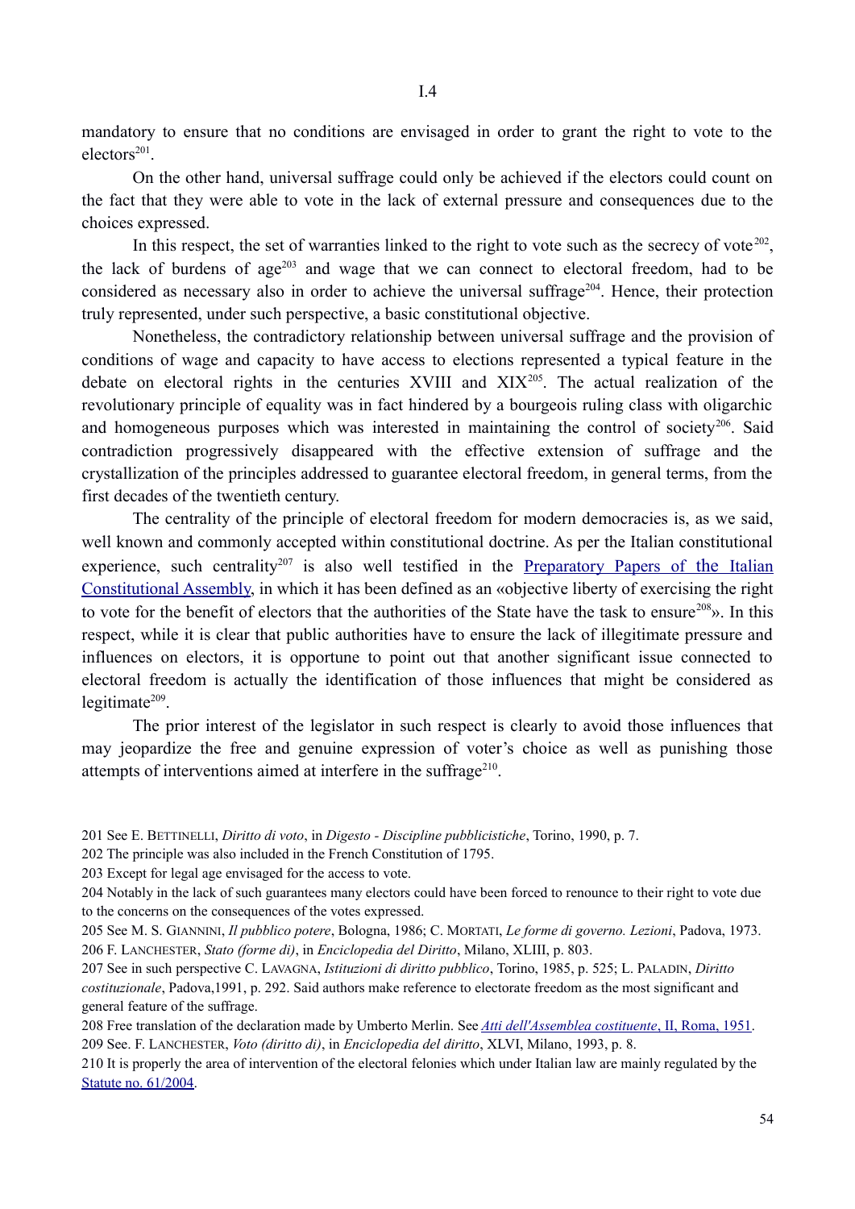mandatory to ensure that no conditions are envisaged in order to grant the right to vote to the electors[201].

On the other hand, universal suffrage could only be achieved if the electors could count on the fact that they were able to vote in the lack of external pressure and consequences due to the choices expressed.

In this respect, the set of warranties linked to the right to vote such as the secrecy of vote[202], the lack of burdens of age[203] and wage that we can connect to electoral freedom, had to be considered as necessary also in order to achieve the universal suffrage[204]. Hence, their protection truly represented, under such perspective, a basic constitutional objective.

Nonetheless, the contradictory relationship between universal suffrage and the provision of conditions of wage and capacity to have access to elections represented a typical feature in the debate on electoral rights in the centuries XVIII and XIX[205]. The actual realization of the revolutionary principle of equality was in fact hindered by a bourgeois ruling class with oligarchic and homogeneous purposes which was interested in maintaining the control of society[206]. Said contradiction progressively disappeared with the effective extension of suffrage and the crystallization of the principles addressed to guarantee electoral freedom, in general terms, from the first decades of the twentieth century.

The centrality of the principle of electoral freedom for modern democracies is, as we said, well known and commonly accepted within constitutional doctrine. As per the Italian constitutional experience, such centrality[207] is also well testified in the Preparatory Papers of the Italian Constitutional Assembly, in which it has been defined as an «objective liberty of exercising the right to vote for the benefit of electors that the authorities of the State have the task to ensure[208]». In this respect, while it is clear that public authorities have to ensure the lack of illegitimate pressure and influences on electors, it is opportune to point out that another significant issue connected to electoral freedom is actually the identification of those influences that might be considered as legitimate[209].

The prior interest of the legislator in such respect is clearly to avoid those influences that may jeopardize the free and genuine expression of voter's choice as well as punishing those attempts of interventions aimed at interfere in the suffrage[210].

201 See E. Bettinelli, *Diritto di voto*, in *Digesto - Discipline pubblicistiche*, Torino, 1990, p. 7.

202 The principle was also included in the French Constitution of 1795.

203 Except for legal age envisaged for the access to vote.

204 Notably in the lack of such guarantees many electors could have been forced to renounce to their right to vote due to the concerns on the consequences of the votes expressed.

205 See M. S. Giannini, *Il pubblico potere*, Bologna, 1986; C. Mortati, *Le forme di governo. Lezioni*, Padova, 1973.

206 F. Lanchester, *Stato (forme di)*, in *Enciclopedia del Diritto*, Milano, XLIII, p. 803.

207 See in such perspective C. Lavagna, *Istituzioni di diritto pubblico*, Torino, 1985, p. 525; L. Paladin, *Diritto costituzionale*, Padova,1991, p. 292. Said authors make reference to electorate freedom as the most significant and general feature of the suffrage.

208 Free translation of the declaration made by Umberto Merlin. See *Atti dell'Assemblea costituente*, II, Roma, 1951.

209 See. F. Lanchester, *Voto (diritto di)*, in *Enciclopedia del diritto*, XLVI, Milano, 1993, p. 8.

210 It is properly the area of intervention of the electoral felonies which under Italian law are mainly regulated by the Statute no. 61/2004.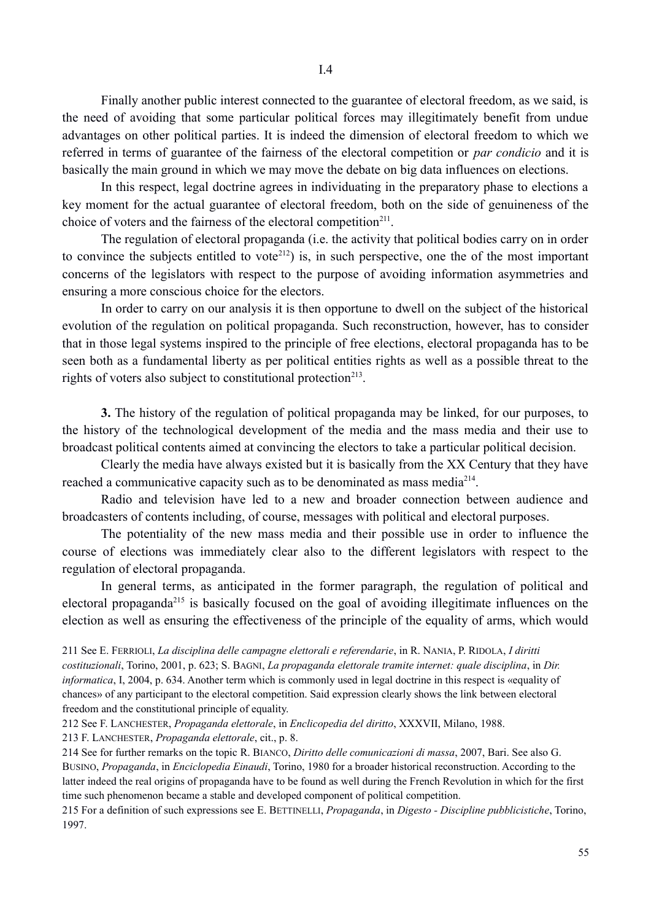Finally another public interest connected to the guarantee of electoral freedom, as we said, is the need of avoiding that some particular political forces may illegitimately benefit from undue advantages on other political parties. It is indeed the dimension of electoral freedom to which we referred in terms of guarantee of the fairness of the electoral competition or *par condicio* and it is basically the main ground in which we may move the debate on big data influences on elections.

In this respect, legal doctrine agrees in individuating in the preparatory phase to elections a key moment for the actual guarantee of electoral freedom, both on the side of genuineness of the choice of voters and the fairness of the electoral competition[211].

The regulation of electoral propaganda (i.e. the activity that political bodies carry on in order to convince the subjects entitled to vote[212]) is, in such perspective, one the of the most important concerns of the legislators with respect to the purpose of avoiding information asymmetries and ensuring a more conscious choice for the electors.

In order to carry on our analysis it is then opportune to dwell on the subject of the historical evolution of the regulation on political propaganda. Such reconstruction, however, has to consider that in those legal systems inspired to the principle of free elections, electoral propaganda has to be seen both as a fundamental liberty as per political entities rights as well as a possible threat to the rights of voters also subject to constitutional protection[213].

**3.** The history of the regulation of political propaganda may be linked, for our purposes, to the history of the technological development of the media and the mass media and their use to broadcast political contents aimed at convincing the electors to take a particular political decision.

Clearly the media have always existed but it is basically from the XX Century that they have reached a communicative capacity such as to be denominated as mass media[214].

Radio and television have led to a new and broader connection between audience and broadcasters of contents including, of course, messages with political and electoral purposes.

The potentiality of the new mass media and their possible use in order to influence the course of elections was immediately clear also to the different legislators with respect to the regulation of electoral propaganda.

In general terms, as anticipated in the former paragraph, the regulation of political and electoral propaganda[215] is basically focused on the goal of avoiding illegitimate influences on the election as well as ensuring the effectiveness of the principle of the equality of arms, which would

211 See E. Ferrioli, *La disciplina delle campagne elettorali e referendarie*, in R. Nania, P. Ridola, *I diritti costituzionali*, Torino, 2001, p. 623; S. Bagni, *La propaganda elettorale tramite internet: quale disciplina*, in *Dir. informatica*, I, 2004, p. 634. Another term which is commonly used in legal doctrine in this respect is «equality of chances» of any participant to the electoral competition. Said expression clearly shows the link between electoral freedom and the constitutional principle of equality.

212 See F. Lanchester, *Propaganda elettorale*, in *Enclicopedia del diritto*, XXXVII, Milano, 1988.

213 F. Lanchester, *Propaganda elettorale*, cit., p. 8.

214 See for further remarks on the topic R. Bianco, *Diritto delle comunicazioni di massa*, 2007, Bari. See also G. Busino, *Propaganda*, in *Enciclopedia Einaudi*, Torino, 1980 for a broader historical reconstruction. According to the latter indeed the real origins of propaganda have to be found as well during the French Revolution in which for the first time such phenomenon became a stable and developed component of political competition.

215 For a definition of such expressions see E. Bettinelli, *Propaganda*, in *Digesto - Discipline pubblicistiche*, Torino, 1997.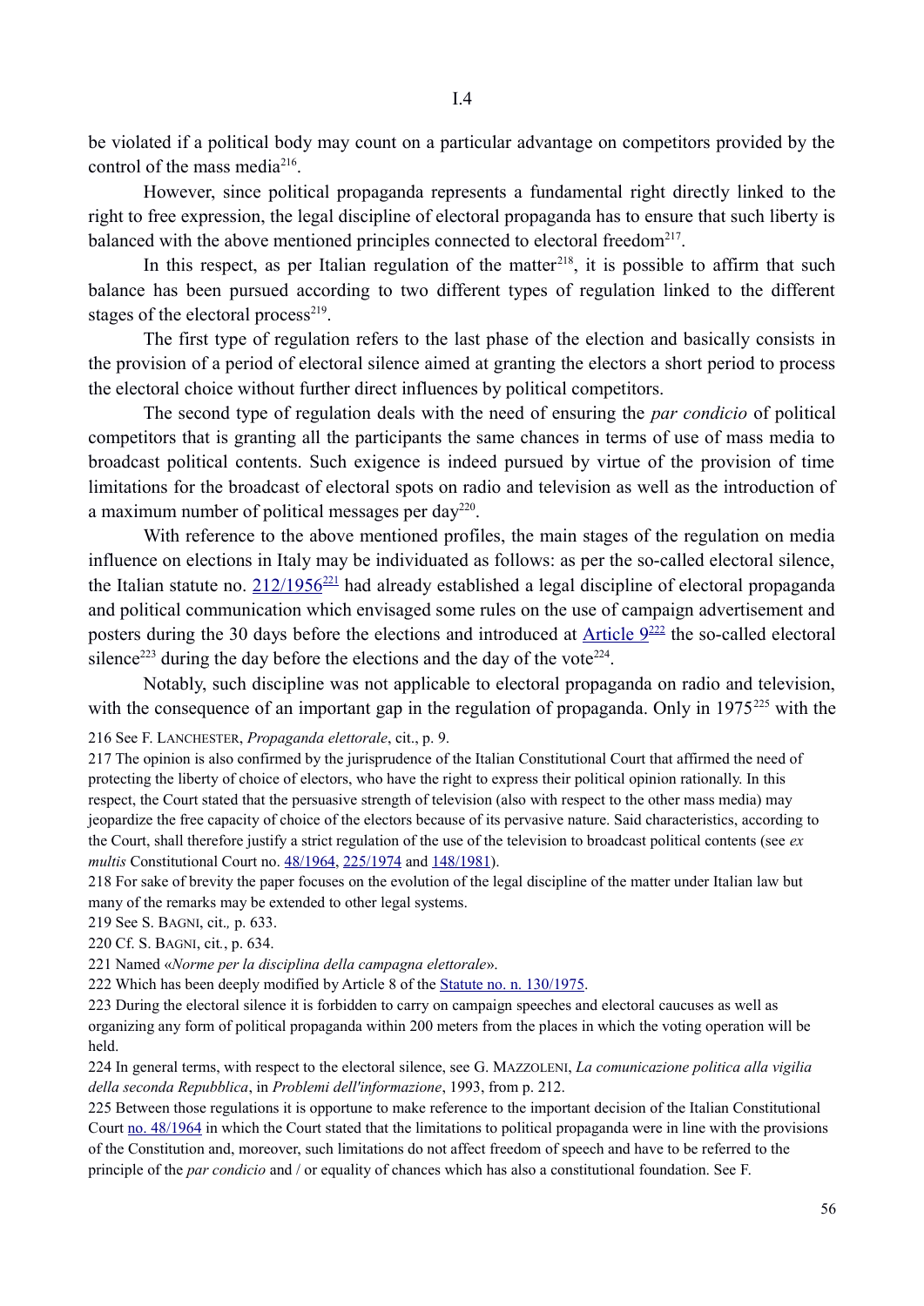be violated if a political body may count on a particular advantage on competitors provided by the control of the mass media[216].

However, since political propaganda represents a fundamental right directly linked to the right to free expression, the legal discipline of electoral propaganda has to ensure that such liberty is balanced with the above mentioned principles connected to electoral freedom[217].

In this respect, as per Italian regulation of the matter[218], it is possible to affirm that such balance has been pursued according to two different types of regulation linked to the different stages of the electoral process[219].

The first type of regulation refers to the last phase of the election and basically consists in the provision of a period of electoral silence aimed at granting the electors a short period to process the electoral choice without further direct influences by political competitors.

The second type of regulation deals with the need of ensuring the *par condicio* of political competitors that is granting all the participants the same chances in terms of use of mass media to broadcast political contents. Such exigence is indeed pursued by virtue of the provision of time limitations for the broadcast of electoral spots on radio and television as well as the introduction of a maximum number of political messages per day[220].

With reference to the above mentioned profiles, the main stages of the regulation on media influence on elections in Italy may be individuated as follows: as per the so-called electoral silence, the Italian statute no. 212/1956[221] had already established a legal discipline of electoral propaganda and political communication which envisaged some rules on the use of campaign advertisement and posters during the 30 days before the elections and introduced at Article 9[222] the so-called electoral silence[223] during the day before the elections and the day of the vote[224].

Notably, such discipline was not applicable to electoral propaganda on radio and television, with the consequence of an important gap in the regulation of propaganda. Only in 1975[225] with the

216 See F. LANCHESTER, *Propaganda elettorale*, cit., p. 9.

217 The opinion is also confirmed by the jurisprudence of the Italian Constitutional Court that affirmed the need of protecting the liberty of choice of electors, who have the right to express their political opinion rationally. In this respect, the Court stated that the persuasive strength of television (also with respect to the other mass media) may jeopardize the free capacity of choice of the electors because of its pervasive nature. Said characteristics, according to the Court, shall therefore justify a strict regulation of the use of the television to broadcast political contents (see *ex multis* Constitutional Court no. 48/1964, 225/1974 and 148/1981).

218 For sake of brevity the paper focuses on the evolution of the legal discipline of the matter under Italian law but many of the remarks may be extended to other legal systems.

219 See S. BAGNI, cit.*,* p. 633.

220 Cf. S. BAGNI, cit., p. 634.

221 Named «*Norme per la disciplina della campagna elettorale*».

222 Which has been deeply modified by Article 8 of the Statute no. n. 130/1975.

223 During the electoral silence it is forbidden to carry on campaign speeches and electoral caucuses as well as organizing any form of political propaganda within 200 meters from the places in which the voting operation will be held.

224 In general terms, with respect to the electoral silence, see G. MAZZOLENI, *La comunicazione politica alla vigilia della seconda Repubblica*, in *Problemi dell'informazione*, 1993, from p. 212.

225 Between those regulations it is opportune to make reference to the important decision of the Italian Constitutional Court no. 48/1964 in which the Court stated that the limitations to political propaganda were in line with the provisions of the Constitution and, moreover, such limitations do not affect freedom of speech and have to be referred to the principle of the *par condicio* and / or equality of chances which has also a constitutional foundation. See F.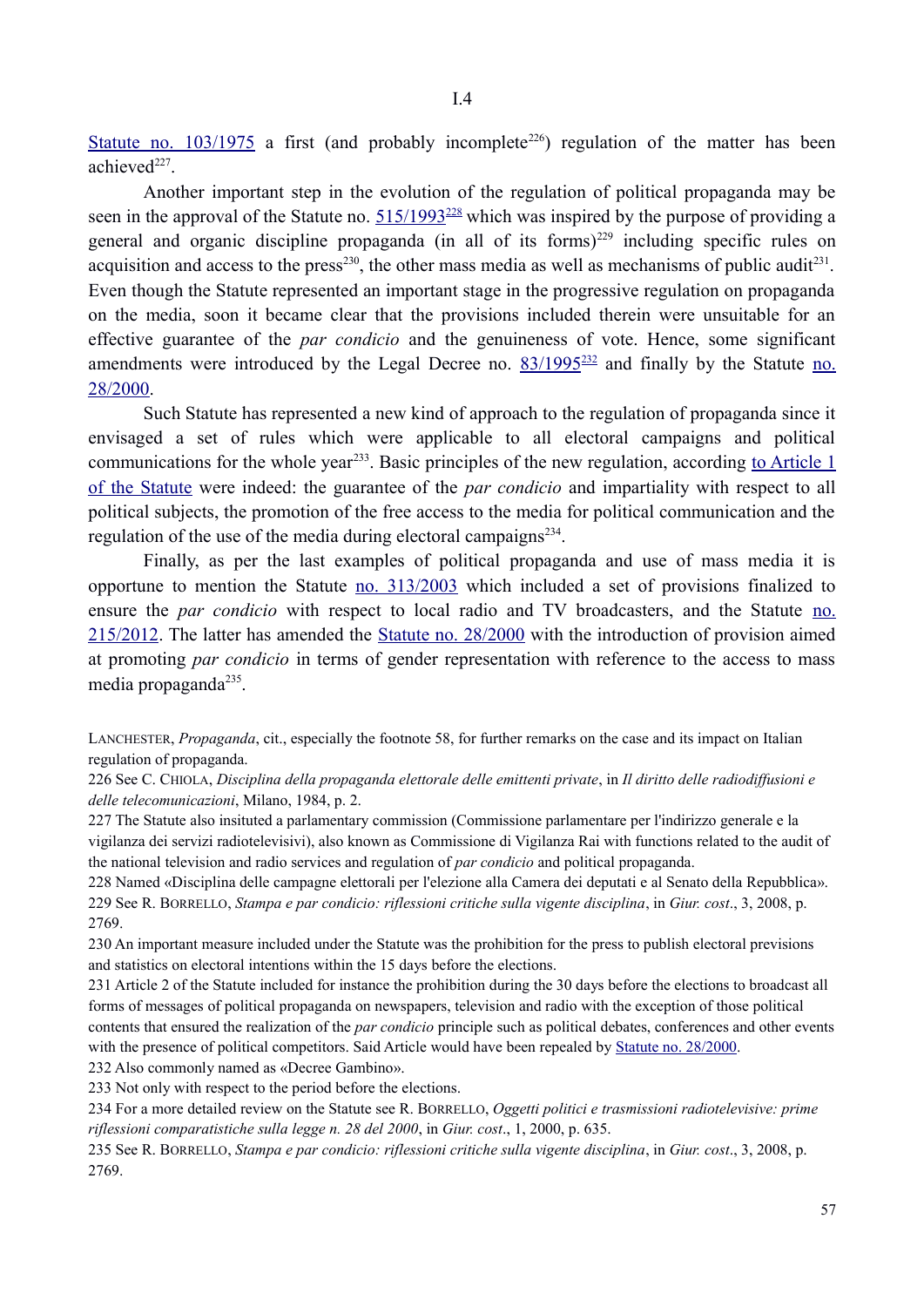Statute no. 103/1975 a first (and probably incomplete[226]) regulation of the matter has been achieved[227].

Another important step in the evolution of the regulation of political propaganda may be seen in the approval of the Statute no. 515/1993[228] which was inspired by the purpose of providing a general and organic discipline propaganda (in all of its forms)[229] including specific rules on acquisition and access to the press[230], the other mass media as well as mechanisms of public audit[231]. Even though the Statute represented an important stage in the progressive regulation on propaganda on the media, soon it became clear that the provisions included therein were unsuitable for an effective guarantee of the *par condicio* and the genuineness of vote. Hence, some significant amendments were introduced by the Legal Decree no. 83/1995[232] and finally by the Statute no. 28/2000.

Such Statute has represented a new kind of approach to the regulation of propaganda since it envisaged a set of rules which were applicable to all electoral campaigns and political communications for the whole year[233]. Basic principles of the new regulation, according to Article 1 of the Statute were indeed: the guarantee of the *par condicio* and impartiality with respect to all political subjects, the promotion of the free access to the media for political communication and the regulation of the use of the media during electoral campaigns[234].

Finally, as per the last examples of political propaganda and use of mass media it is opportune to mention the Statute no. 313/2003 which included a set of provisions finalized to ensure the *par condicio* with respect to local radio and TV broadcasters, and the Statute no. 215/2012. The latter has amended the Statute no. 28/2000 with the introduction of provision aimed at promoting *par condicio* in terms of gender representation with reference to the access to mass media propaganda[235].

---

LANCHESTER, *Propaganda*, cit., especially the footnote 58, for further remarks on the case and its impact on Italian regulation of propaganda.

226 See C. CHIOLA, *Disciplina della propaganda elettorale delle emittenti private*, in *Il diritto delle radiodiffusioni e delle telecomunicazioni*, Milano, 1984, p. 2.

227 The Statute also insituted a parlamentary commission (Commissione parlamentare per l'indirizzo generale e la vigilanza dei servizi radiotelevisivi), also known as Commissione di Vigilanza Rai with functions related to the audit of the national television and radio services and regulation of *par condicio* and political propaganda.

228 Named «Disciplina delle campagne elettorali per l'elezione alla Camera dei deputati e al Senato della Repubblica».

229 See R. BORRELLO, *Stampa e par condicio: riflessioni critiche sulla vigente disciplina*, in *Giur. cost*., 3, 2008, p. 2769.

230 An important measure included under the Statute was the prohibition for the press to publish electoral previsions and statistics on electoral intentions within the 15 days before the elections.

231 Article 2 of the Statute included for instance the prohibition during the 30 days before the elections to broadcast all forms of messages of political propaganda on newspapers, television and radio with the exception of those political contents that ensured the realization of the *par condicio* principle such as political debates, conferences and other events with the presence of political competitors. Said Article would have been repealed by Statute no. 28/2000.

232 Also commonly named as «Decree Gambino».

233 Not only with respect to the period before the elections.

234 For a more detailed review on the Statute see R. BORRELLO, *Oggetti politici e trasmissioni radiotelevisive: prime riflessioni comparatistiche sulla legge n. 28 del 2000*, in *Giur. cost*., 1, 2000, p. 635.

235 See R. BORRELLO, *Stampa e par condicio: riflessioni critiche sulla vigente disciplina*, in *Giur. cost*., 3, 2008, p. 2769.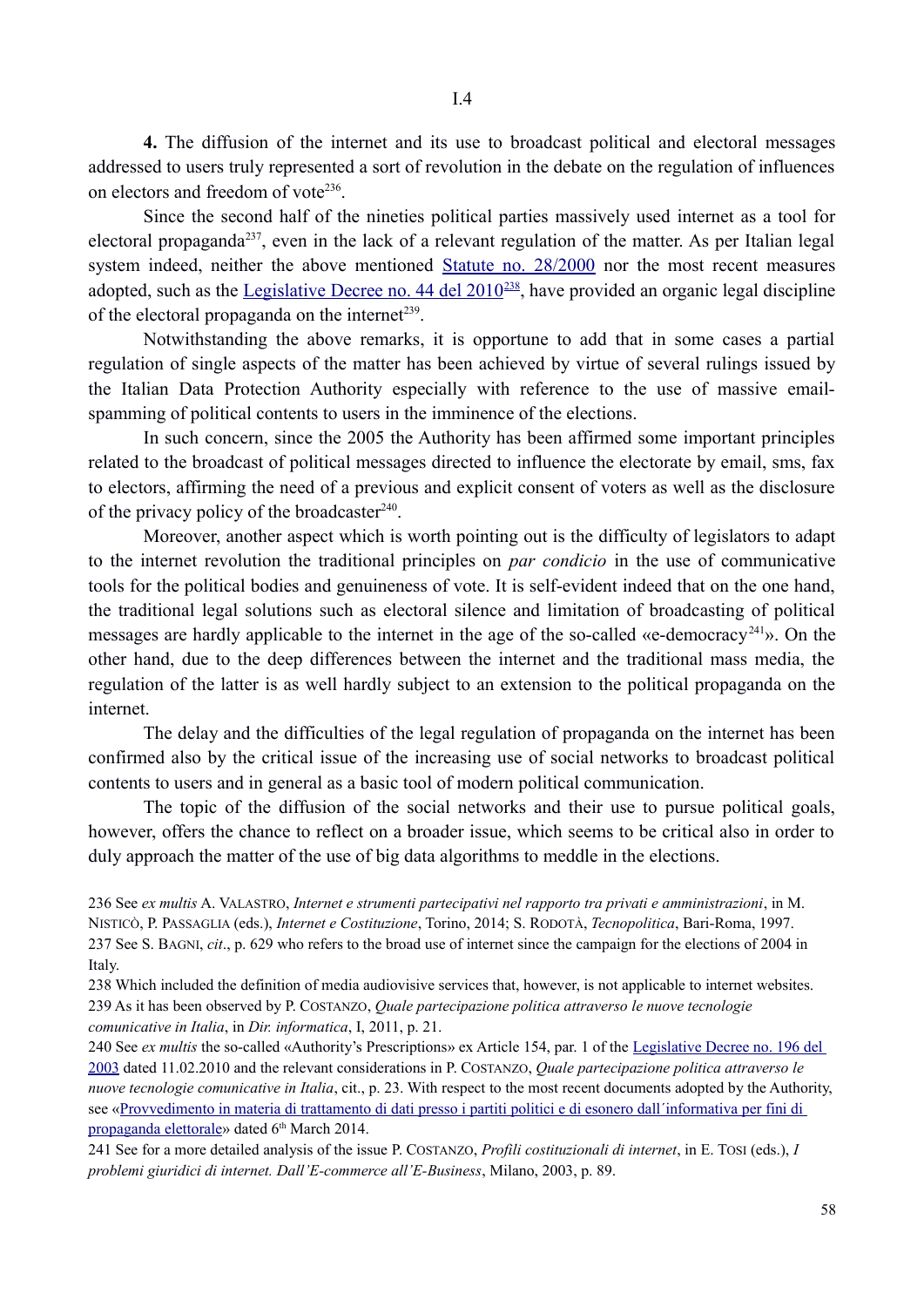**4.** The diffusion of the internet and its use to broadcast political and electoral messages addressed to users truly represented a sort of revolution in the debate on the regulation of influences on electors and freedom of vote[236].

Since the second half of the nineties political parties massively used internet as a tool for electoral propaganda[237], even in the lack of a relevant regulation of the matter. As per Italian legal system indeed, neither the above mentioned Statute no. 28/2000 nor the most recent measures adopted, such as the Legislative Decree no. 44 del 2010[238], have provided an organic legal discipline of the electoral propaganda on the internet[239].

Notwithstanding the above remarks, it is opportune to add that in some cases a partial regulation of single aspects of the matter has been achieved by virtue of several rulings issued by the Italian Data Protection Authority especially with reference to the use of massive email-spamming of political contents to users in the imminence of the elections.

In such concern, since the 2005 the Authority has been affirmed some important principles related to the broadcast of political messages directed to influence the electorate by email, sms, fax to electors, affirming the need of a previous and explicit consent of voters as well as the disclosure of the privacy policy of the broadcaster[240].

Moreover, another aspect which is worth pointing out is the difficulty of legislators to adapt to the internet revolution the traditional principles on *par condicio* in the use of communicative tools for the political bodies and genuineness of vote. It is self-evident indeed that on the one hand, the traditional legal solutions such as electoral silence and limitation of broadcasting of political messages are hardly applicable to the internet in the age of the so-called «e-democracy[241]». On the other hand, due to the deep differences between the internet and the traditional mass media, the regulation of the latter is as well hardly subject to an extension to the political propaganda on the internet.

The delay and the difficulties of the legal regulation of propaganda on the internet has been confirmed also by the critical issue of the increasing use of social networks to broadcast political contents to users and in general as a basic tool of modern political communication.

The topic of the diffusion of the social networks and their use to pursue political goals, however, offers the chance to reflect on a broader issue, which seems to be critical also in order to duly approach the matter of the use of big data algorithms to meddle in the elections.

236 See *ex multis* A. Valastro, *Internet e strumenti partecipativi nel rapporto tra privati e amministrazioni*, in M. Nisticò, P. Passaglia (eds.), *Internet e Costituzione*, Torino, 2014; S. Rodotà, *Tecnopolitica*, Bari-Roma, 1997.

237 See S. Bagni, *cit*., p. 629 who refers to the broad use of internet since the campaign for the elections of 2004 in Italy.

238 Which included the definition of media audiovisive services that, however, is not applicable to internet websites.

239 As it has been observed by P. Costanzo, *Quale partecipazione politica attraverso le nuove tecnologie comunicative in Italia*, in *Dir. informatica*, I, 2011, p. 21.

240 See *ex multis* the so-called «Authority's Prescriptions» ex Article 154, par. 1 of the Legislative Decree no. 196 del 2003 dated 11.02.2010 and the relevant considerations in P. Costanzo, *Quale partecipazione politica attraverso le nuove tecnologie comunicative in Italia*, cit., p. 23. With respect to the most recent documents adopted by the Authority, see «Provvedimento in materia di trattamento di dati presso i partiti politici e di esonero dall´informativa per fini di propaganda elettorale» dated 6th March 2014.

241 See for a more detailed analysis of the issue P. Costanzo, *Profili costituzionali di internet*, in E. Tosi (eds.), *I problemi giuridici di internet. Dall'E-commerce all'E-Business*, Milano, 2003, p. 89.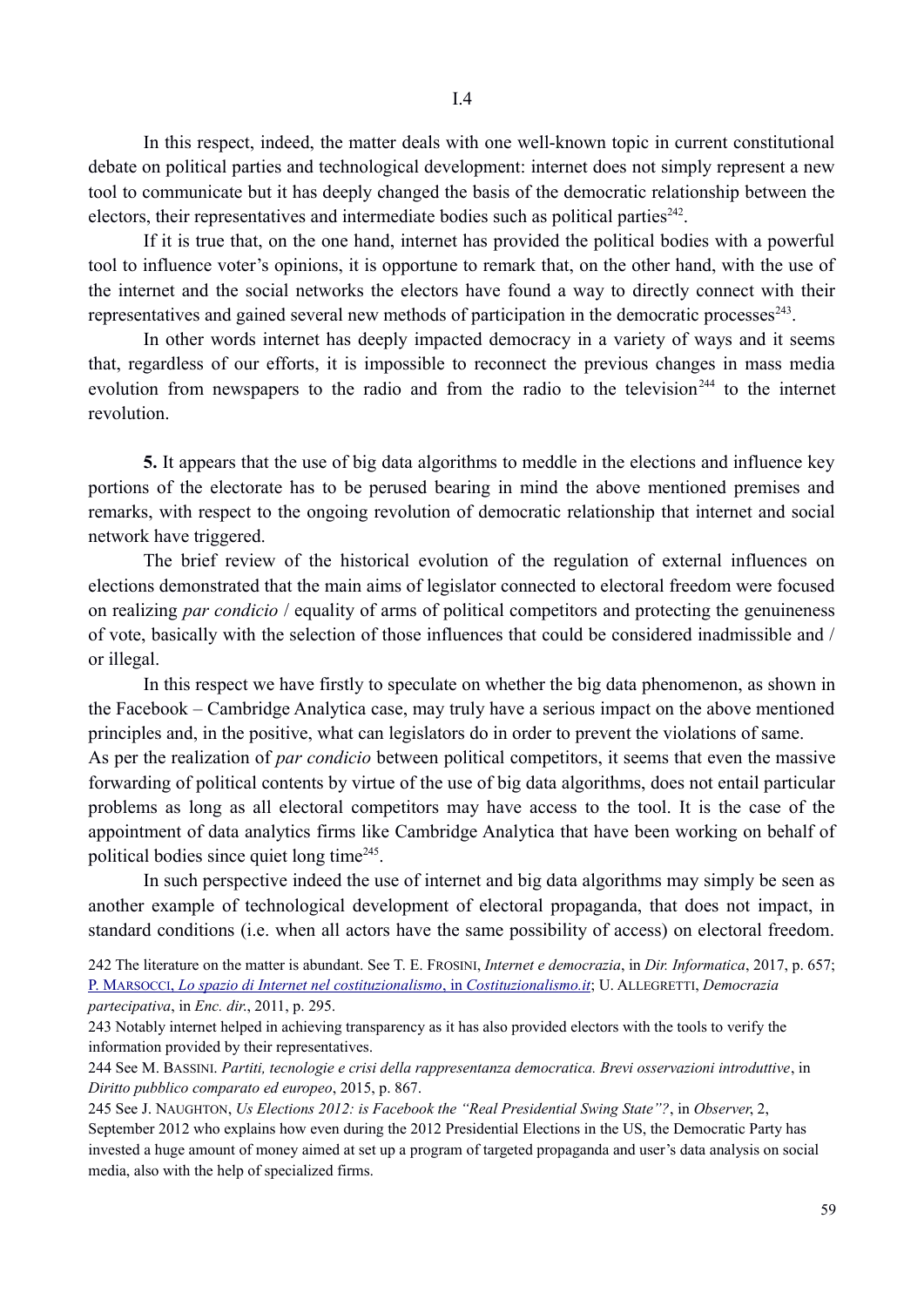In this respect, indeed, the matter deals with one well-known topic in current constitutional debate on political parties and technological development: internet does not simply represent a new tool to communicate but it has deeply changed the basis of the democratic relationship between the electors, their representatives and intermediate bodies such as political parties[242].

If it is true that, on the one hand, internet has provided the political bodies with a powerful tool to influence voter's opinions, it is opportune to remark that, on the other hand, with the use of the internet and the social networks the electors have found a way to directly connect with their representatives and gained several new methods of participation in the democratic processes[243].

In other words internet has deeply impacted democracy in a variety of ways and it seems that, regardless of our efforts, it is impossible to reconnect the previous changes in mass media evolution from newspapers to the radio and from the radio to the television[244] to the internet revolution.

**5.** It appears that the use of big data algorithms to meddle in the elections and influence key portions of the electorate has to be perused bearing in mind the above mentioned premises and remarks, with respect to the ongoing revolution of democratic relationship that internet and social network have triggered.

The brief review of the historical evolution of the regulation of external influences on elections demonstrated that the main aims of legislator connected to electoral freedom were focused on realizing *par condicio* / equality of arms of political competitors and protecting the genuineness of vote, basically with the selection of those influences that could be considered inadmissible and / or illegal.

In this respect we have firstly to speculate on whether the big data phenomenon, as shown in the Facebook – Cambridge Analytica case, may truly have a serious impact on the above mentioned principles and, in the positive, what can legislators do in order to prevent the violations of same.

As per the realization of *par condicio* between political competitors, it seems that even the massive forwarding of political contents by virtue of the use of big data algorithms, does not entail particular problems as long as all electoral competitors may have access to the tool. It is the case of the appointment of data analytics firms like Cambridge Analytica that have been working on behalf of political bodies since quiet long time[245].

In such perspective indeed the use of internet and big data algorithms may simply be seen as another example of technological development of electoral propaganda, that does not impact, in standard conditions (i.e. when all actors have the same possibility of access) on electoral freedom.

242 The literature on the matter is abundant. See T. E. Frosini, *Internet e democrazia*, in *Dir. Informatica*, 2017, p. 657; P. Marsocci, *Lo spazio di Internet nel costituzionalismo*, in *Costituzionalismo.it*; U. Allegretti, *Democrazia partecipativa*, in *Enc. dir.*, 2011, p. 295.

243 Notably internet helped in achieving transparency as it has also provided electors with the tools to verify the information provided by their representatives.

244 See M. Bassini. *Partiti, tecnologie e crisi della rappresentanza democratica. Brevi osservazioni introduttive*, in *Diritto pubblico comparato ed europeo*, 2015, p. 867.

245 See J. Naughton, *Us Elections 2012: is Facebook the "Real Presidential Swing State"?*, in *Observer*, 2, September 2012 who explains how even during the 2012 Presidential Elections in the US, the Democratic Party has invested a huge amount of money aimed at set up a program of targeted propaganda and user's data analysis on social media, also with the help of specialized firms.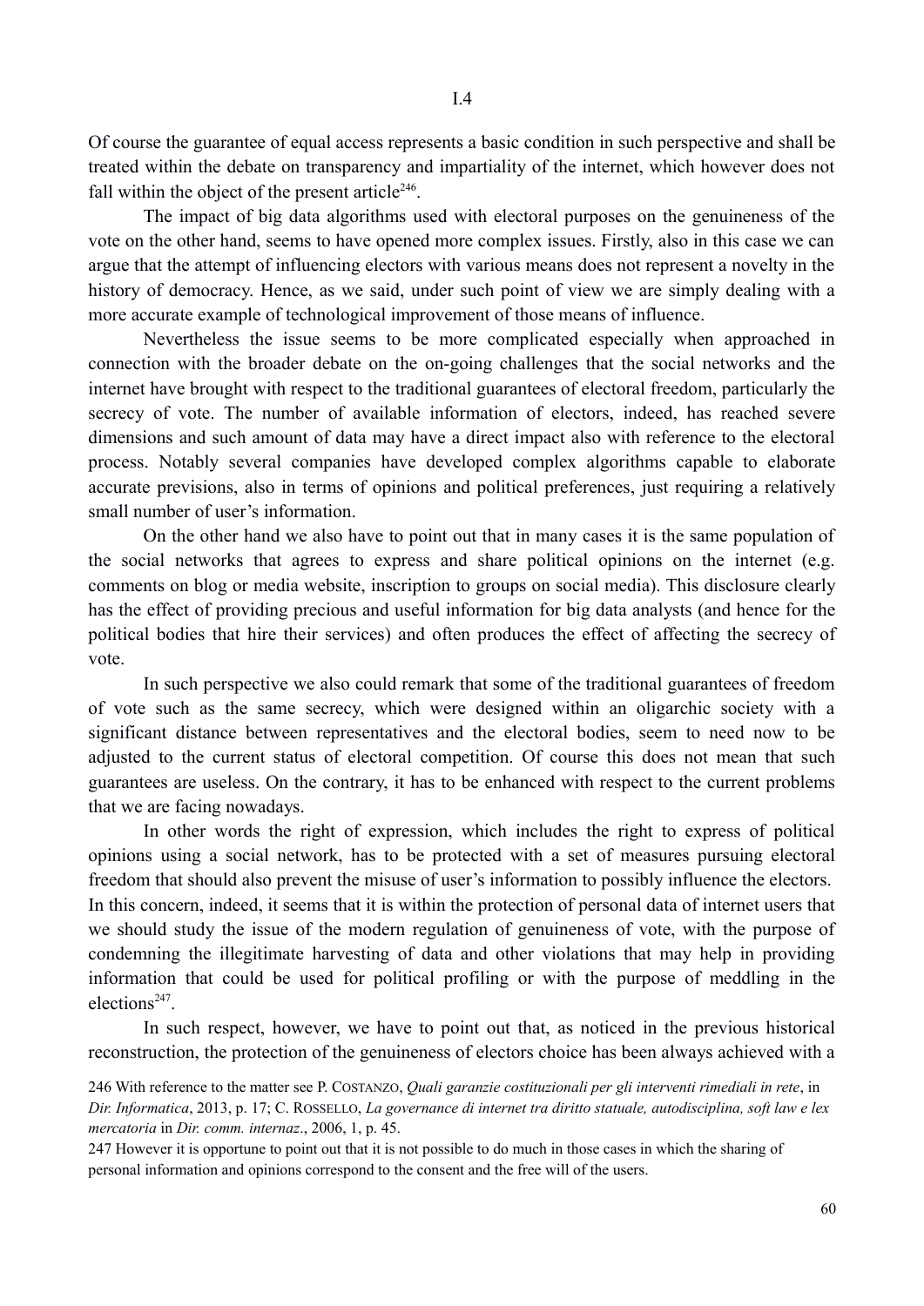Of course the guarantee of equal access represents a basic condition in such perspective and shall be treated within the debate on transparency and impartiality of the internet, which however does not fall within the object of the present article[246].

The impact of big data algorithms used with electoral purposes on the genuineness of the vote on the other hand, seems to have opened more complex issues. Firstly, also in this case we can argue that the attempt of influencing electors with various means does not represent a novelty in the history of democracy. Hence, as we said, under such point of view we are simply dealing with a more accurate example of technological improvement of those means of influence.

Nevertheless the issue seems to be more complicated especially when approached in connection with the broader debate on the on-going challenges that the social networks and the internet have brought with respect to the traditional guarantees of electoral freedom, particularly the secrecy of vote. The number of available information of electors, indeed, has reached severe dimensions and such amount of data may have a direct impact also with reference to the electoral process. Notably several companies have developed complex algorithms capable to elaborate accurate previsions, also in terms of opinions and political preferences, just requiring a relatively small number of user's information.

On the other hand we also have to point out that in many cases it is the same population of the social networks that agrees to express and share political opinions on the internet (e.g. comments on blog or media website, inscription to groups on social media). This disclosure clearly has the effect of providing precious and useful information for big data analysts (and hence for the political bodies that hire their services) and often produces the effect of affecting the secrecy of vote.

In such perspective we also could remark that some of the traditional guarantees of freedom of vote such as the same secrecy, which were designed within an oligarchic society with a significant distance between representatives and the electoral bodies, seem to need now to be adjusted to the current status of electoral competition. Of course this does not mean that such guarantees are useless. On the contrary, it has to be enhanced with respect to the current problems that we are facing nowadays.

In other words the right of expression, which includes the right to express of political opinions using a social network, has to be protected with a set of measures pursuing electoral freedom that should also prevent the misuse of user's information to possibly influence the electors. In this concern, indeed, it seems that it is within the protection of personal data of internet users that we should study the issue of the modern regulation of genuineness of vote, with the purpose of condemning the illegitimate harvesting of data and other violations that may help in providing information that could be used for political profiling or with the purpose of meddling in the elections[247].

In such respect, however, we have to point out that, as noticed in the previous historical reconstruction, the protection of the genuineness of electors choice has been always achieved with a

246 With reference to the matter see P. Costanzo, *Quali garanzie costituzionali per gli interventi rimediali in rete*, in *Dir. Informatica*, 2013, p. 17; C. Rossello, *La governance di internet tra diritto statuale, autodisciplina, soft law e lex mercatoria* in *Dir. comm. internaz*., 2006, 1, p. 45.

247 However it is opportune to point out that it is not possible to do much in those cases in which the sharing of personal information and opinions correspond to the consent and the free will of the users.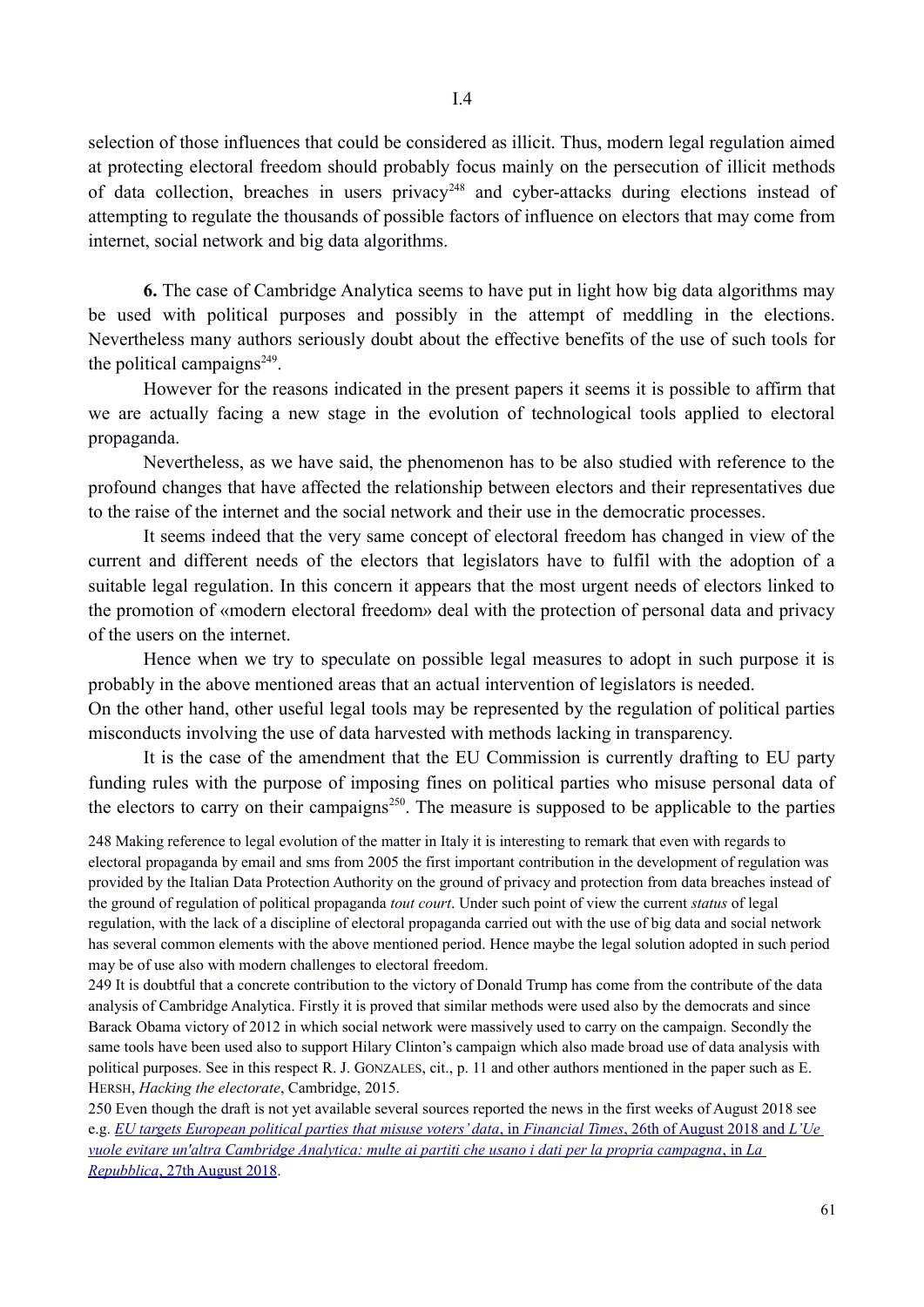selection of those influences that could be considered as illicit. Thus, modern legal regulation aimed at protecting electoral freedom should probably focus mainly on the persecution of illicit methods of data collection, breaches in users privacy[248] and cyber-attacks during elections instead of attempting to regulate the thousands of possible factors of influence on electors that may come from internet, social network and big data algorithms.

**6.** The case of Cambridge Analytica seems to have put in light how big data algorithms may be used with political purposes and possibly in the attempt of meddling in the elections. Nevertheless many authors seriously doubt about the effective benefits of the use of such tools for the political campaigns[249].

However for the reasons indicated in the present papers it seems it is possible to affirm that we are actually facing a new stage in the evolution of technological tools applied to electoral propaganda.

Nevertheless, as we have said, the phenomenon has to be also studied with reference to the profound changes that have affected the relationship between electors and their representatives due to the raise of the internet and the social network and their use in the democratic processes.

It seems indeed that the very same concept of electoral freedom has changed in view of the current and different needs of the electors that legislators have to fulfil with the adoption of a suitable legal regulation. In this concern it appears that the most urgent needs of electors linked to the promotion of «modern electoral freedom» deal with the protection of personal data and privacy of the users on the internet.

Hence when we try to speculate on possible legal measures to adopt in such purpose it is probably in the above mentioned areas that an actual intervention of legislators is needed.
On the other hand, other useful legal tools may be represented by the regulation of political parties misconducts involving the use of data harvested with methods lacking in transparency.

It is the case of the amendment that the EU Commission is currently drafting to EU party funding rules with the purpose of imposing fines on political parties who misuse personal data of the electors to carry on their campaigns[250]. The measure is supposed to be applicable to the parties

248 Making reference to legal evolution of the matter in Italy it is interesting to remark that even with regards to electoral propaganda by email and sms from 2005 the first important contribution in the development of regulation was provided by the Italian Data Protection Authority on the ground of privacy and protection from data breaches instead of the ground of regulation of political propaganda *tout court*. Under such point of view the current *status* of legal regulation, with the lack of a discipline of electoral propaganda carried out with the use of big data and social network has several common elements with the above mentioned period. Hence maybe the legal solution adopted in such period may be of use also with modern challenges to electoral freedom.

249 It is doubtful that a concrete contribution to the victory of Donald Trump has come from the contribute of the data analysis of Cambridge Analytica. Firstly it is proved that similar methods were used also by the democrats and since Barack Obama victory of 2012 in which social network were massively used to carry on the campaign. Secondly the same tools have been used also to support Hilary Clinton's campaign which also made broad use of data analysis with political purposes. See in this respect R. J. GONZALES, cit., p. 11 and other authors mentioned in the paper such as E. HERSH, *Hacking the electorate*, Cambridge, 2015.

250 Even though the draft is not yet available several sources reported the news in the first weeks of August 2018 see e.g. *EU targets European political parties that misuse voters' data*, in *Financial Times*, 26th of August 2018 and *L'Ue vuole evitare un'altra Cambridge Analytica: multe ai partiti che usano i dati per la propria campagna*, in *La Repubblica*, 27th August 2018.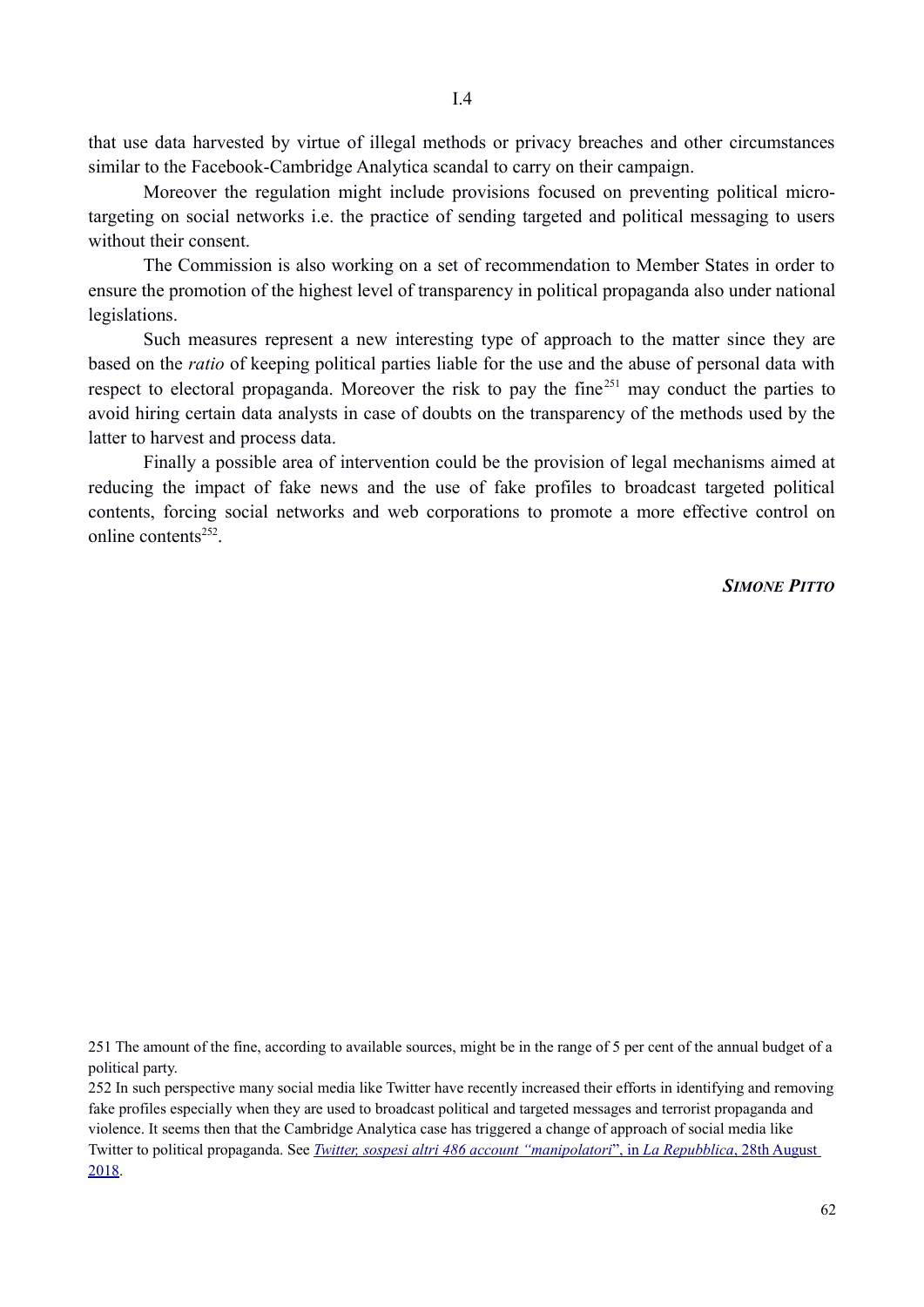that use data harvested by virtue of illegal methods or privacy breaches and other circumstances similar to the Facebook-Cambridge Analytica scandal to carry on their campaign.

Moreover the regulation might include provisions focused on preventing political micro-targeting on social networks i.e. the practice of sending targeted and political messaging to users without their consent.

The Commission is also working on a set of recommendation to Member States in order to ensure the promotion of the highest level of transparency in political propaganda also under national legislations.

Such measures represent a new interesting type of approach to the matter since they are based on the *ratio* of keeping political parties liable for the use and the abuse of personal data with respect to electoral propaganda. Moreover the risk to pay the fine[251] may conduct the parties to avoid hiring certain data analysts in case of doubts on the transparency of the methods used by the latter to harvest and process data.

Finally a possible area of intervention could be the provision of legal mechanisms aimed at reducing the impact of fake news and the use of fake profiles to broadcast targeted political contents, forcing social networks and web corporations to promote a more effective control on online contents[252].

***Simone Pitto***

251 The amount of the fine, according to available sources, might be in the range of 5 per cent of the annual budget of a political party.

252 In such perspective many social media like Twitter have recently increased their efforts in identifying and removing fake profiles especially when they are used to broadcast political and targeted messages and terrorist propaganda and violence. It seems then that the Cambridge Analytica case has triggered a change of approach of social media like Twitter to political propaganda. See *Twitter, sospesi altri 486 account "manipolatori*", in *La Repubblica*, 28th August 2018.